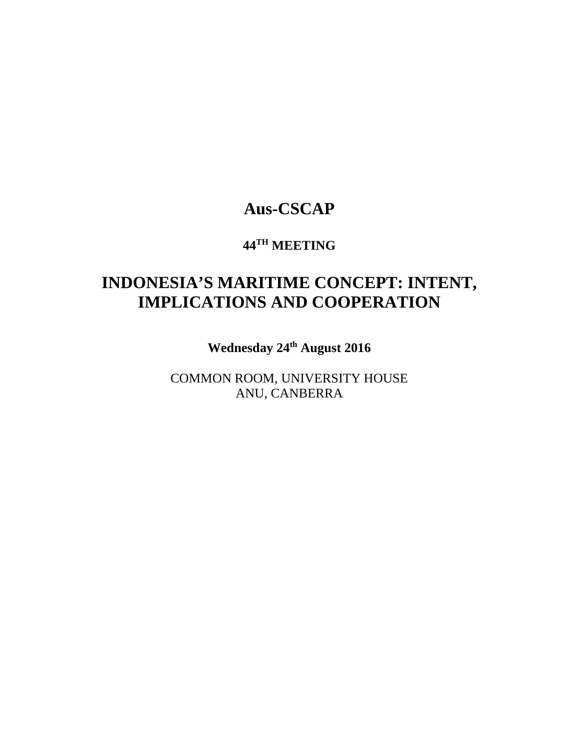# Aus-CSCAP

### 44TH MEETING

# INDONESIA'S MARITIME CONCEPT: INTENT, IMPLICATIONS AND COOPERATION

**Wednesday 24th August 2016**

COMMON ROOM, UNIVERSITY HOUSE
ANU, CANBERRA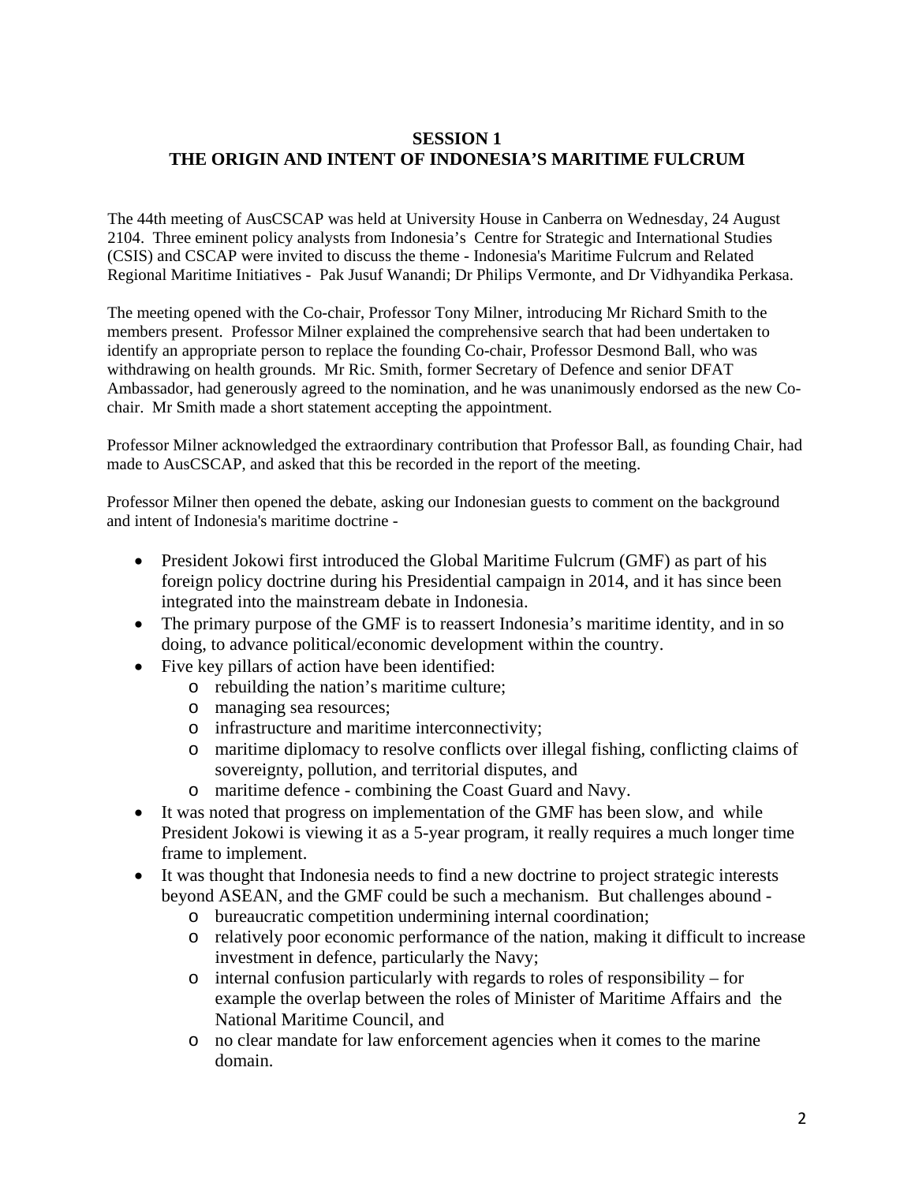## SESSION 1
## THE ORIGIN AND INTENT OF INDONESIA'S MARITIME FULCRUM

The 44th meeting of AusCSCAP was held at University House in Canberra on Wednesday, 24 August 2104. Three eminent policy analysts from Indonesia's Centre for Strategic and International Studies (CSIS) and CSCAP were invited to discuss the theme - Indonesia's Maritime Fulcrum and Related Regional Maritime Initiatives - Pak Jusuf Wanandi; Dr Philips Vermonte, and Dr Vidhyandika Perkasa.

The meeting opened with the Co-chair, Professor Tony Milner, introducing Mr Richard Smith to the members present. Professor Milner explained the comprehensive search that had been undertaken to identify an appropriate person to replace the founding Co-chair, Professor Desmond Ball, who was withdrawing on health grounds. Mr Ric. Smith, former Secretary of Defence and senior DFAT Ambassador, had generously agreed to the nomination, and he was unanimously endorsed as the new Co-chair. Mr Smith made a short statement accepting the appointment.

Professor Milner acknowledged the extraordinary contribution that Professor Ball, as founding Chair, had made to AusCSCAP, and asked that this be recorded in the report of the meeting.

Professor Milner then opened the debate, asking our Indonesian guests to comment on the background and intent of Indonesia's maritime doctrine -

- President Jokowi first introduced the Global Maritime Fulcrum (GMF) as part of his foreign policy doctrine during his Presidential campaign in 2014, and it has since been integrated into the mainstream debate in Indonesia.
- The primary purpose of the GMF is to reassert Indonesia's maritime identity, and in so doing, to advance political/economic development within the country.
- Five key pillars of action have been identified:
  - rebuilding the nation's maritime culture;
  - managing sea resources;
  - infrastructure and maritime interconnectivity;
  - maritime diplomacy to resolve conflicts over illegal fishing, conflicting claims of sovereignty, pollution, and territorial disputes, and
  - maritime defence - combining the Coast Guard and Navy.
- It was noted that progress on implementation of the GMF has been slow, and while President Jokowi is viewing it as a 5-year program, it really requires a much longer time frame to implement.
- It was thought that Indonesia needs to find a new doctrine to project strategic interests beyond ASEAN, and the GMF could be such a mechanism. But challenges abound -
  - bureaucratic competition undermining internal coordination;
  - relatively poor economic performance of the nation, making it difficult to increase investment in defence, particularly the Navy;
  - internal confusion particularly with regards to roles of responsibility – for example the overlap between the roles of Minister of Maritime Affairs and the National Maritime Council, and
  - no clear mandate for law enforcement agencies when it comes to the marine domain.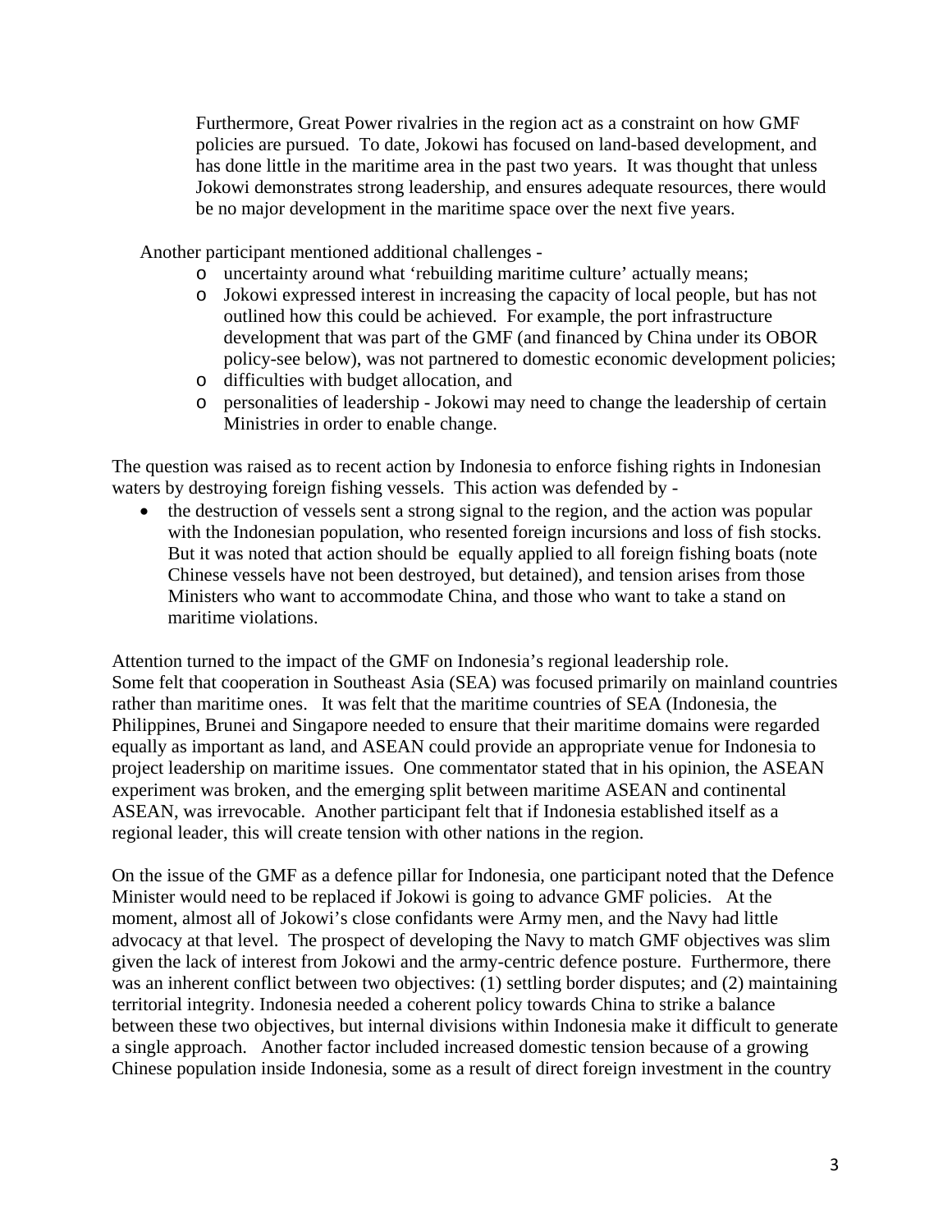Furthermore, Great Power rivalries in the region act as a constraint on how GMF policies are pursued. To date, Jokowi has focused on land-based development, and has done little in the maritime area in the past two years. It was thought that unless Jokowi demonstrates strong leadership, and ensures adequate resources, there would be no major development in the maritime space over the next five years.

Another participant mentioned additional challenges -

- uncertainty around what 'rebuilding maritime culture' actually means;
- Jokowi expressed interest in increasing the capacity of local people, but has not outlined how this could be achieved. For example, the port infrastructure development that was part of the GMF (and financed by China under its OBOR policy-see below), was not partnered to domestic economic development policies;
- difficulties with budget allocation, and
- personalities of leadership - Jokowi may need to change the leadership of certain Ministries in order to enable change.

The question was raised as to recent action by Indonesia to enforce fishing rights in Indonesian waters by destroying foreign fishing vessels. This action was defended by -

- the destruction of vessels sent a strong signal to the region, and the action was popular with the Indonesian population, who resented foreign incursions and loss of fish stocks. But it was noted that action should be equally applied to all foreign fishing boats (note Chinese vessels have not been destroyed, but detained), and tension arises from those Ministers who want to accommodate China, and those who want to take a stand on maritime violations.

Attention turned to the impact of the GMF on Indonesia's regional leadership role. Some felt that cooperation in Southeast Asia (SEA) was focused primarily on mainland countries rather than maritime ones. It was felt that the maritime countries of SEA (Indonesia, the Philippines, Brunei and Singapore needed to ensure that their maritime domains were regarded equally as important as land, and ASEAN could provide an appropriate venue for Indonesia to project leadership on maritime issues. One commentator stated that in his opinion, the ASEAN experiment was broken, and the emerging split between maritime ASEAN and continental ASEAN, was irrevocable. Another participant felt that if Indonesia established itself as a regional leader, this will create tension with other nations in the region.

On the issue of the GMF as a defence pillar for Indonesia, one participant noted that the Defence Minister would need to be replaced if Jokowi is going to advance GMF policies. At the moment, almost all of Jokowi's close confidants were Army men, and the Navy had little advocacy at that level. The prospect of developing the Navy to match GMF objectives was slim given the lack of interest from Jokowi and the army-centric defence posture. Furthermore, there was an inherent conflict between two objectives: (1) settling border disputes; and (2) maintaining territorial integrity. Indonesia needed a coherent policy towards China to strike a balance between these two objectives, but internal divisions within Indonesia make it difficult to generate a single approach. Another factor included increased domestic tension because of a growing Chinese population inside Indonesia, some as a result of direct foreign investment in the country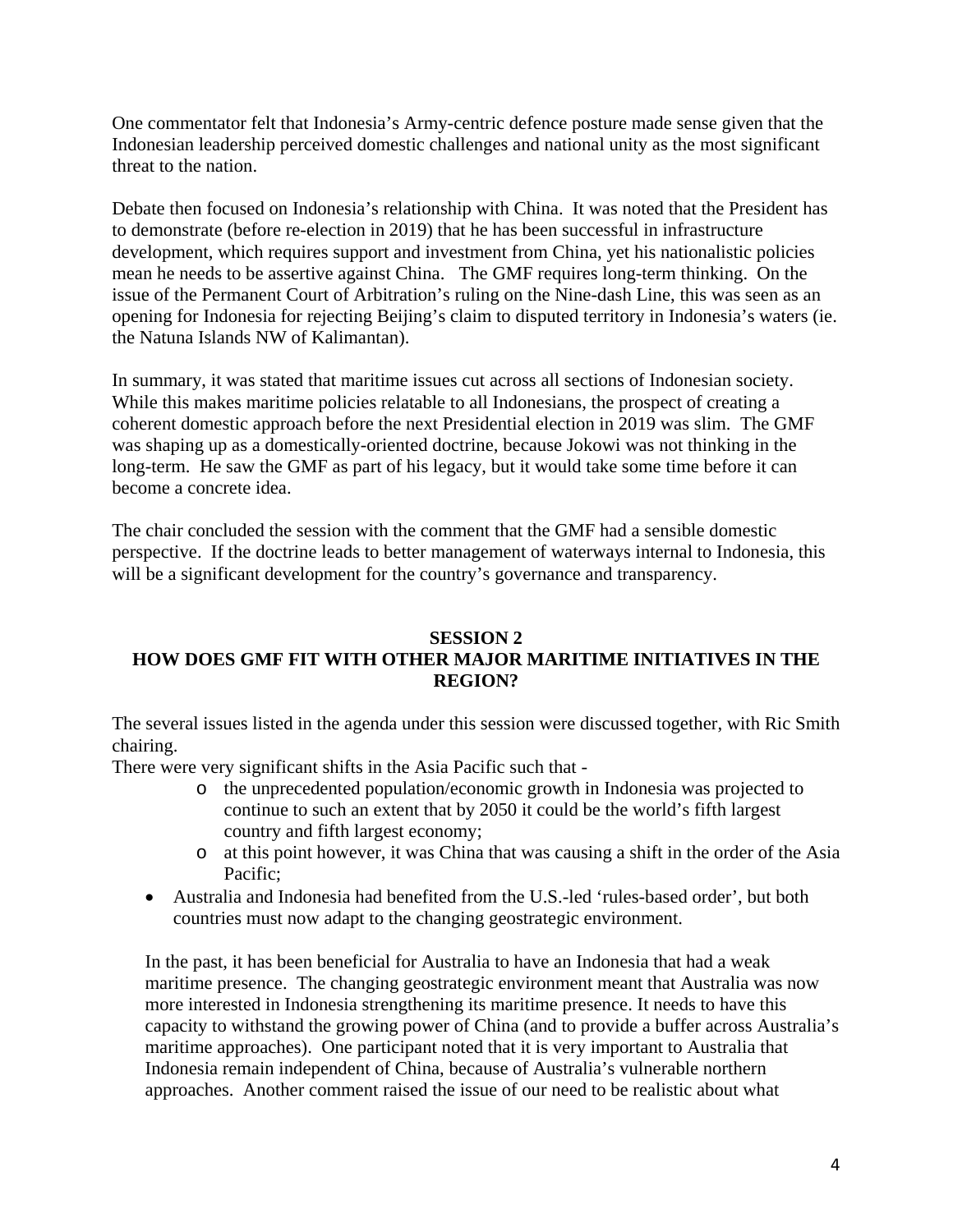One commentator felt that Indonesia's Army-centric defence posture made sense given that the Indonesian leadership perceived domestic challenges and national unity as the most significant threat to the nation.

Debate then focused on Indonesia's relationship with China. It was noted that the President has to demonstrate (before re-election in 2019) that he has been successful in infrastructure development, which requires support and investment from China, yet his nationalistic policies mean he needs to be assertive against China. The GMF requires long-term thinking. On the issue of the Permanent Court of Arbitration's ruling on the Nine-dash Line, this was seen as an opening for Indonesia for rejecting Beijing's claim to disputed territory in Indonesia's waters (ie. the Natuna Islands NW of Kalimantan).

In summary, it was stated that maritime issues cut across all sections of Indonesian society. While this makes maritime policies relatable to all Indonesians, the prospect of creating a coherent domestic approach before the next Presidential election in 2019 was slim. The GMF was shaping up as a domestically-oriented doctrine, because Jokowi was not thinking in the long-term. He saw the GMF as part of his legacy, but it would take some time before it can become a concrete idea.

The chair concluded the session with the comment that the GMF had a sensible domestic perspective. If the doctrine leads to better management of waterways internal to Indonesia, this will be a significant development for the country's governance and transparency.

## SESSION 2
## HOW DOES GMF FIT WITH OTHER MAJOR MARITIME INITIATIVES IN THE REGION?

The several issues listed in the agenda under this session were discussed together, with Ric Smith chairing.

There were very significant shifts in the Asia Pacific such that -

  - the unprecedented population/economic growth in Indonesia was projected to continue to such an extent that by 2050 it could be the world's fifth largest country and fifth largest economy;
  - at this point however, it was China that was causing a shift in the order of the Asia Pacific;

- Australia and Indonesia had benefited from the U.S.-led 'rules-based order', but both countries must now adapt to the changing geostrategic environment.

In the past, it has been beneficial for Australia to have an Indonesia that had a weak maritime presence. The changing geostrategic environment meant that Australia was now more interested in Indonesia strengthening its maritime presence. It needs to have this capacity to withstand the growing power of China (and to provide a buffer across Australia's maritime approaches). One participant noted that it is very important to Australia that Indonesia remain independent of China, because of Australia's vulnerable northern approaches. Another comment raised the issue of our need to be realistic about what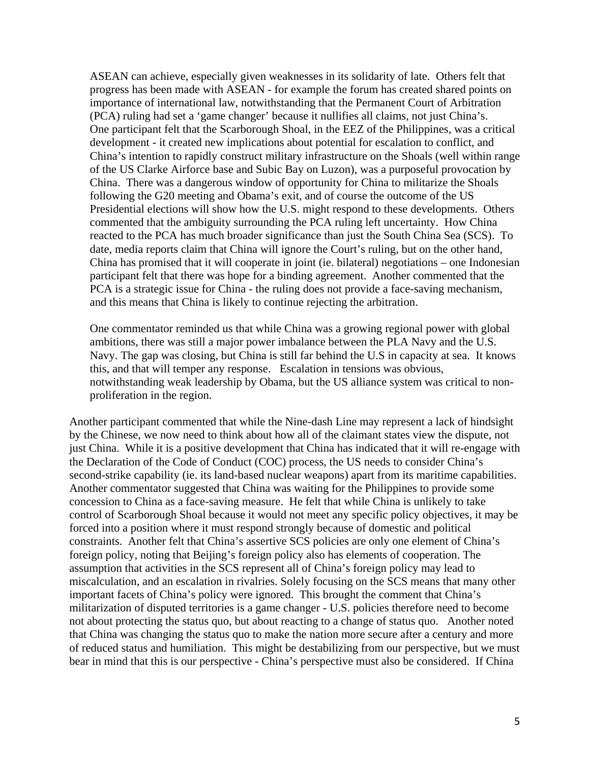ASEAN can achieve, especially given weaknesses in its solidarity of late. Others felt that progress has been made with ASEAN - for example the forum has created shared points on importance of international law, notwithstanding that the Permanent Court of Arbitration (PCA) ruling had set a 'game changer' because it nullifies all claims, not just China's. One participant felt that the Scarborough Shoal, in the EEZ of the Philippines, was a critical development - it created new implications about potential for escalation to conflict, and China's intention to rapidly construct military infrastructure on the Shoals (well within range of the US Clarke Airforce base and Subic Bay on Luzon), was a purposeful provocation by China. There was a dangerous window of opportunity for China to militarize the Shoals following the G20 meeting and Obama's exit, and of course the outcome of the US Presidential elections will show how the U.S. might respond to these developments. Others commented that the ambiguity surrounding the PCA ruling left uncertainty. How China reacted to the PCA has much broader significance than just the South China Sea (SCS). To date, media reports claim that China will ignore the Court's ruling, but on the other hand, China has promised that it will cooperate in joint (ie. bilateral) negotiations – one Indonesian participant felt that there was hope for a binding agreement. Another commented that the PCA is a strategic issue for China - the ruling does not provide a face-saving mechanism, and this means that China is likely to continue rejecting the arbitration.

One commentator reminded us that while China was a growing regional power with global ambitions, there was still a major power imbalance between the PLA Navy and the U.S. Navy. The gap was closing, but China is still far behind the U.S in capacity at sea. It knows this, and that will temper any response. Escalation in tensions was obvious, notwithstanding weak leadership by Obama, but the US alliance system was critical to non-proliferation in the region.

Another participant commented that while the Nine-dash Line may represent a lack of hindsight by the Chinese, we now need to think about how all of the claimant states view the dispute, not just China. While it is a positive development that China has indicated that it will re-engage with the Declaration of the Code of Conduct (COC) process, the US needs to consider China's second-strike capability (ie. its land-based nuclear weapons) apart from its maritime capabilities. Another commentator suggested that China was waiting for the Philippines to provide some concession to China as a face-saving measure. He felt that while China is unlikely to take control of Scarborough Shoal because it would not meet any specific policy objectives, it may be forced into a position where it must respond strongly because of domestic and political constraints. Another felt that China's assertive SCS policies are only one element of China's foreign policy, noting that Beijing's foreign policy also has elements of cooperation. The assumption that activities in the SCS represent all of China's foreign policy may lead to miscalculation, and an escalation in rivalries. Solely focusing on the SCS means that many other important facets of China's policy were ignored. This brought the comment that China's militarization of disputed territories is a game changer - U.S. policies therefore need to become not about protecting the status quo, but about reacting to a change of status quo. Another noted that China was changing the status quo to make the nation more secure after a century and more of reduced status and humiliation. This might be destabilizing from our perspective, but we must bear in mind that this is our perspective - China's perspective must also be considered. If China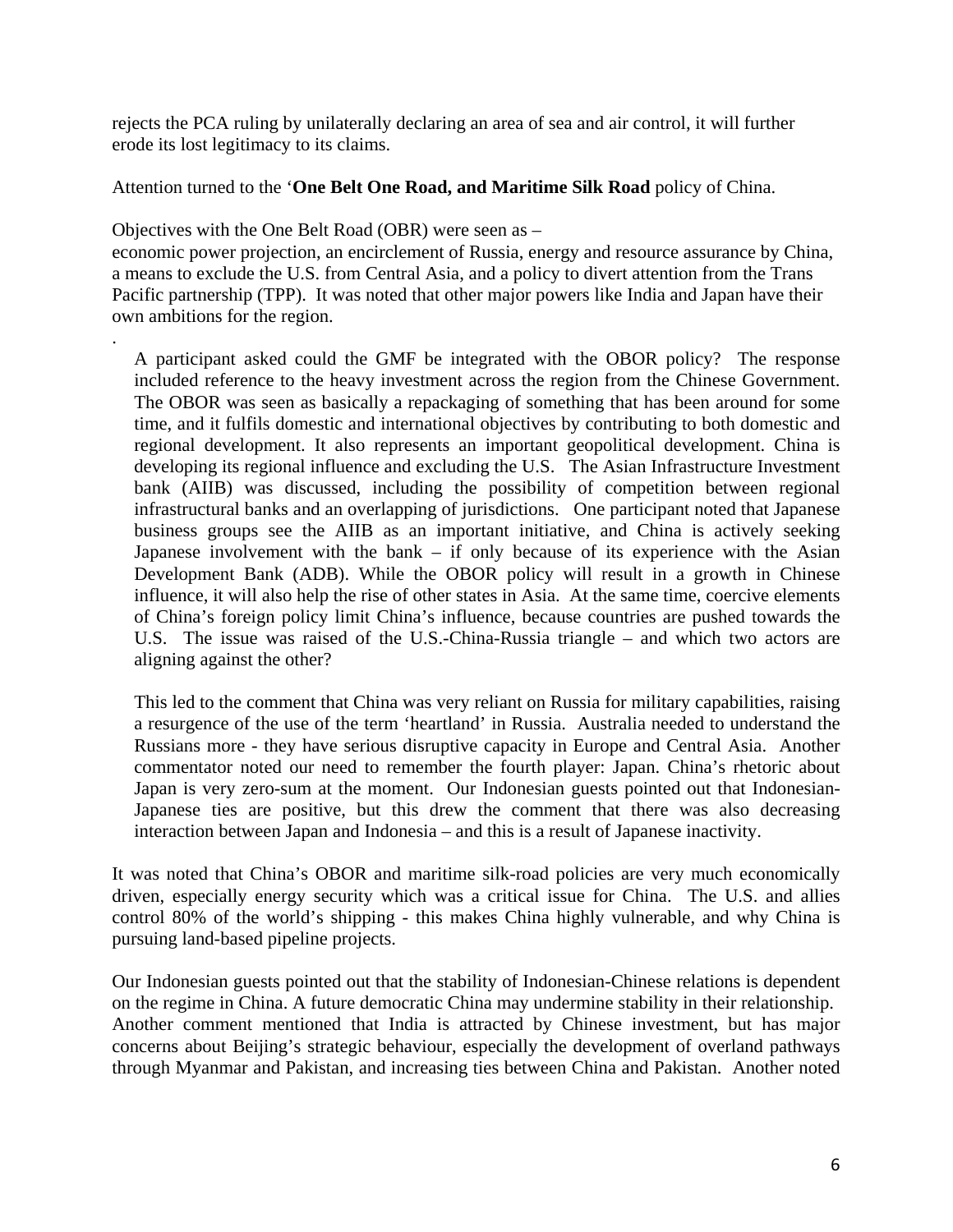rejects the PCA ruling by unilaterally declaring an area of sea and air control, it will further erode its lost legitimacy to its claims.

Attention turned to the '**One Belt One Road, and Maritime Silk Road** policy of China.

Objectives with the One Belt Road (OBR) were seen as –
economic power projection, an encirclement of Russia, energy and resource assurance by China, a means to exclude the U.S. from Central Asia, and a policy to divert attention from the Trans Pacific partnership (TPP). It was noted that other major powers like India and Japan have their own ambitions for the region.

.

A participant asked could the GMF be integrated with the OBOR policy? The response included reference to the heavy investment across the region from the Chinese Government. The OBOR was seen as basically a repackaging of something that has been around for some time, and it fulfils domestic and international objectives by contributing to both domestic and regional development. It also represents an important geopolitical development. China is developing its regional influence and excluding the U.S. The Asian Infrastructure Investment bank (AIIB) was discussed, including the possibility of competition between regional infrastructural banks and an overlapping of jurisdictions. One participant noted that Japanese business groups see the AIIB as an important initiative, and China is actively seeking Japanese involvement with the bank – if only because of its experience with the Asian Development Bank (ADB). While the OBOR policy will result in a growth in Chinese influence, it will also help the rise of other states in Asia. At the same time, coercive elements of China's foreign policy limit China's influence, because countries are pushed towards the U.S. The issue was raised of the U.S.-China-Russia triangle – and which two actors are aligning against the other?

This led to the comment that China was very reliant on Russia for military capabilities, raising a resurgence of the use of the term 'heartland' in Russia. Australia needed to understand the Russians more - they have serious disruptive capacity in Europe and Central Asia. Another commentator noted our need to remember the fourth player: Japan. China's rhetoric about Japan is very zero-sum at the moment. Our Indonesian guests pointed out that Indonesian-Japanese ties are positive, but this drew the comment that there was also decreasing interaction between Japan and Indonesia – and this is a result of Japanese inactivity.

It was noted that China's OBOR and maritime silk-road policies are very much economically driven, especially energy security which was a critical issue for China. The U.S. and allies control 80% of the world's shipping - this makes China highly vulnerable, and why China is pursuing land-based pipeline projects.

Our Indonesian guests pointed out that the stability of Indonesian-Chinese relations is dependent on the regime in China. A future democratic China may undermine stability in their relationship. Another comment mentioned that India is attracted by Chinese investment, but has major concerns about Beijing's strategic behaviour, especially the development of overland pathways through Myanmar and Pakistan, and increasing ties between China and Pakistan. Another noted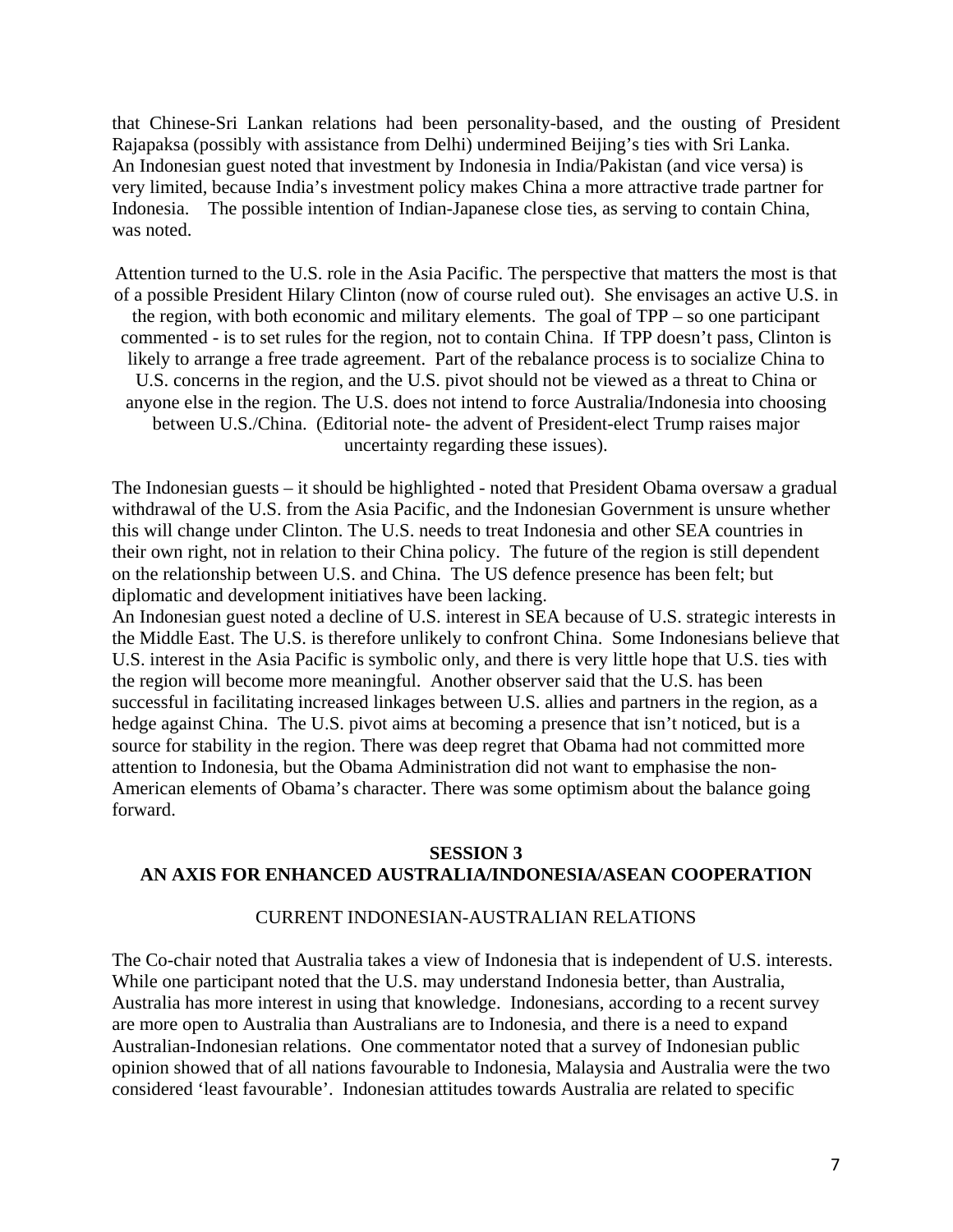that Chinese-Sri Lankan relations had been personality-based, and the ousting of President Rajapaksa (possibly with assistance from Delhi) undermined Beijing's ties with Sri Lanka. An Indonesian guest noted that investment by Indonesia in India/Pakistan (and vice versa) is very limited, because India's investment policy makes China a more attractive trade partner for Indonesia. The possible intention of Indian-Japanese close ties, as serving to contain China, was noted.

Attention turned to the U.S. role in the Asia Pacific. The perspective that matters the most is that of a possible President Hilary Clinton (now of course ruled out). She envisages an active U.S. in the region, with both economic and military elements. The goal of TPP – so one participant commented - is to set rules for the region, not to contain China. If TPP doesn't pass, Clinton is likely to arrange a free trade agreement. Part of the rebalance process is to socialize China to U.S. concerns in the region, and the U.S. pivot should not be viewed as a threat to China or anyone else in the region. The U.S. does not intend to force Australia/Indonesia into choosing between U.S./China. (Editorial note- the advent of President-elect Trump raises major uncertainty regarding these issues).

The Indonesian guests – it should be highlighted - noted that President Obama oversaw a gradual withdrawal of the U.S. from the Asia Pacific, and the Indonesian Government is unsure whether this will change under Clinton. The U.S. needs to treat Indonesia and other SEA countries in their own right, not in relation to their China policy. The future of the region is still dependent on the relationship between U.S. and China. The US defence presence has been felt; but diplomatic and development initiatives have been lacking.
An Indonesian guest noted a decline of U.S. interest in SEA because of U.S. strategic interests in the Middle East. The U.S. is therefore unlikely to confront China. Some Indonesians believe that U.S. interest in the Asia Pacific is symbolic only, and there is very little hope that U.S. ties with the region will become more meaningful. Another observer said that the U.S. has been successful in facilitating increased linkages between U.S. allies and partners in the region, as a hedge against China. The U.S. pivot aims at becoming a presence that isn't noticed, but is a source for stability in the region. There was deep regret that Obama had not committed more attention to Indonesia, but the Obama Administration did not want to emphasise the non-American elements of Obama's character. There was some optimism about the balance going forward.

## SESSION 3
## AN AXIS FOR ENHANCED AUSTRALIA/INDONESIA/ASEAN COOPERATION

### CURRENT INDONESIAN-AUSTRALIAN RELATIONS

The Co-chair noted that Australia takes a view of Indonesia that is independent of U.S. interests. While one participant noted that the U.S. may understand Indonesia better, than Australia, Australia has more interest in using that knowledge. Indonesians, according to a recent survey are more open to Australia than Australians are to Indonesia, and there is a need to expand Australian-Indonesian relations. One commentator noted that a survey of Indonesian public opinion showed that of all nations favourable to Indonesia, Malaysia and Australia were the two considered 'least favourable'. Indonesian attitudes towards Australia are related to specific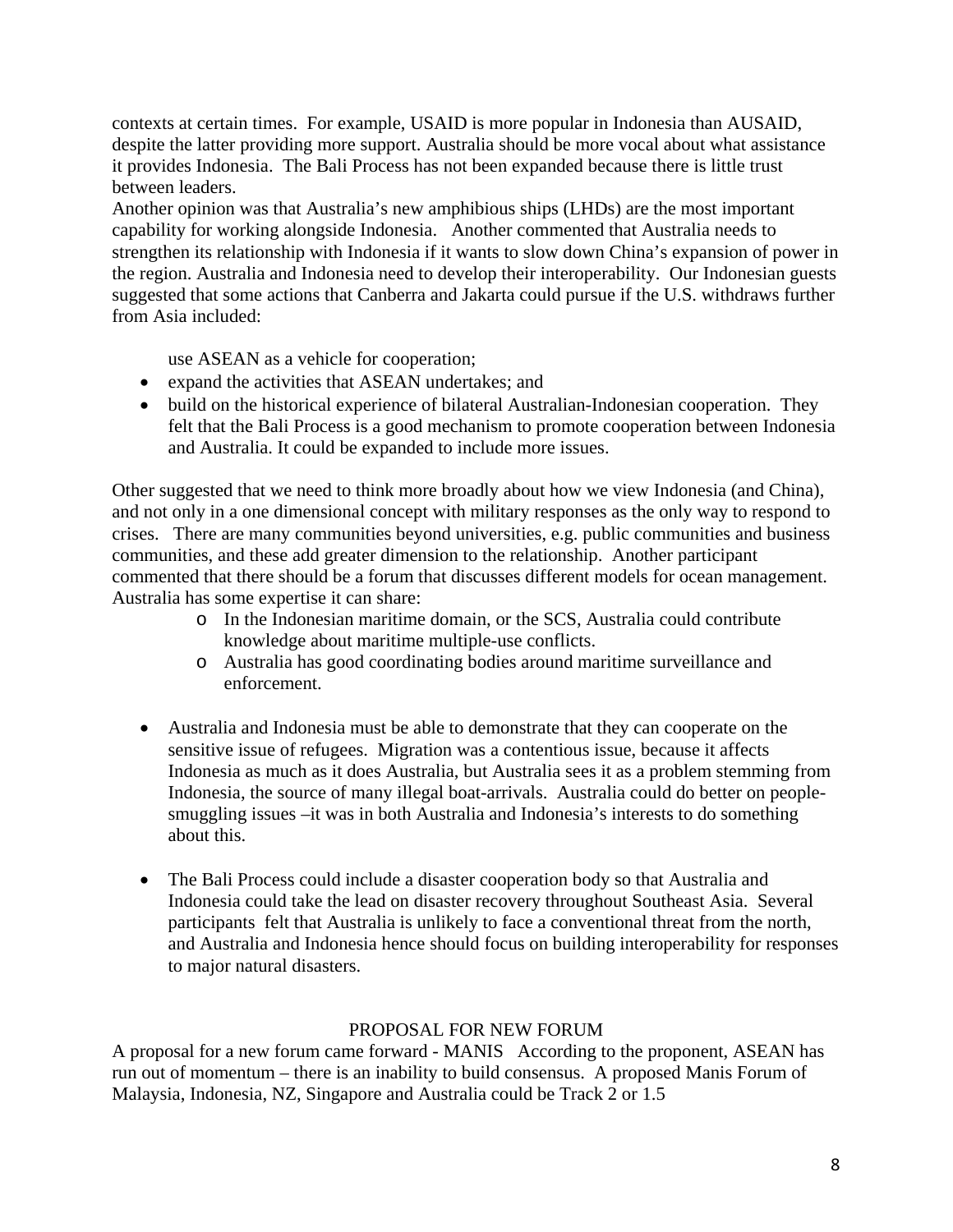contexts at certain times. For example, USAID is more popular in Indonesia than AUSAID, despite the latter providing more support. Australia should be more vocal about what assistance it provides Indonesia. The Bali Process has not been expanded because there is little trust between leaders.

Another opinion was that Australia's new amphibious ships (LHDs) are the most important capability for working alongside Indonesia. Another commented that Australia needs to strengthen its relationship with Indonesia if it wants to slow down China's expansion of power in the region. Australia and Indonesia need to develop their interoperability. Our Indonesian guests suggested that some actions that Canberra and Jakarta could pursue if the U.S. withdraws further from Asia included:

- use ASEAN as a vehicle for cooperation;
- expand the activities that ASEAN undertakes; and
- build on the historical experience of bilateral Australian-Indonesian cooperation. They felt that the Bali Process is a good mechanism to promote cooperation between Indonesia and Australia. It could be expanded to include more issues.

Other suggested that we need to think more broadly about how we view Indonesia (and China), and not only in a one dimensional concept with military responses as the only way to respond to crises. There are many communities beyond universities, e.g. public communities and business communities, and these add greater dimension to the relationship. Another participant commented that there should be a forum that discusses different models for ocean management. Australia has some expertise it can share:

  - In the Indonesian maritime domain, or the SCS, Australia could contribute knowledge about maritime multiple-use conflicts.
  - Australia has good coordinating bodies around maritime surveillance and enforcement.

- Australia and Indonesia must be able to demonstrate that they can cooperate on the sensitive issue of refugees. Migration was a contentious issue, because it affects Indonesia as much as it does Australia, but Australia sees it as a problem stemming from Indonesia, the source of many illegal boat-arrivals. Australia could do better on people-smuggling issues –it was in both Australia and Indonesia's interests to do something about this.

- The Bali Process could include a disaster cooperation body so that Australia and Indonesia could take the lead on disaster recovery throughout Southeast Asia. Several participants felt that Australia is unlikely to face a conventional threat from the north, and Australia and Indonesia hence should focus on building interoperability for responses to major natural disasters.

## PROPOSAL FOR NEW FORUM

A proposal for a new forum came forward - MANIS According to the proponent, ASEAN has run out of momentum – there is an inability to build consensus. A proposed Manis Forum of Malaysia, Indonesia, NZ, Singapore and Australia could be Track 2 or 1.5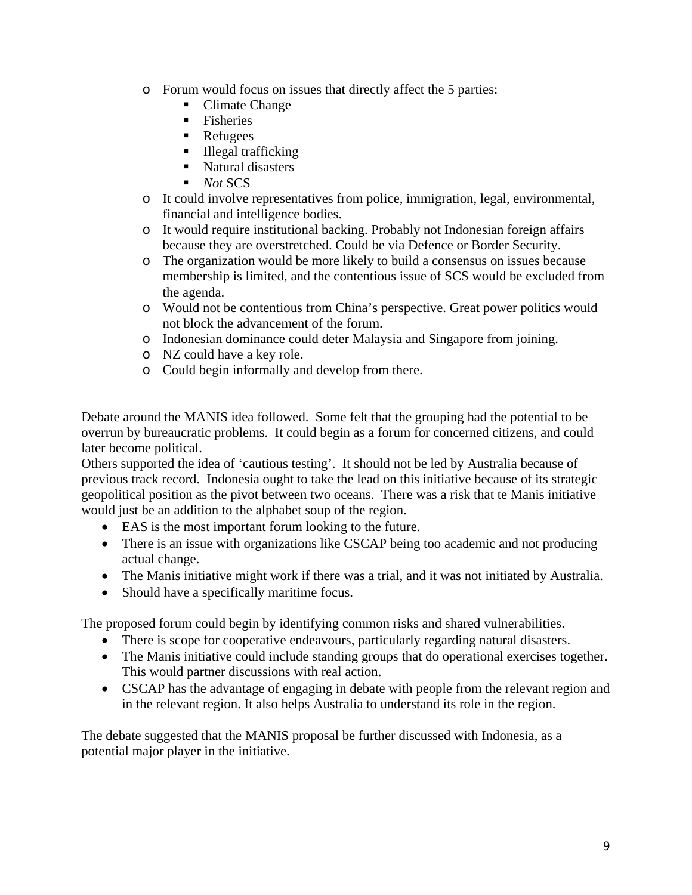- Forum would focus on issues that directly affect the 5 parties:
    - Climate Change
    - Fisheries
    - Refugees
    - Illegal trafficking
    - Natural disasters
    - *Not* SCS
  - It could involve representatives from police, immigration, legal, environmental, financial and intelligence bodies.
  - It would require institutional backing. Probably not Indonesian foreign affairs because they are overstretched. Could be via Defence or Border Security.
  - The organization would be more likely to build a consensus on issues because membership is limited, and the contentious issue of SCS would be excluded from the agenda.
  - Would not be contentious from China's perspective. Great power politics would not block the advancement of the forum.
  - Indonesian dominance could deter Malaysia and Singapore from joining.
  - NZ could have a key role.
  - Could begin informally and develop from there.

Debate around the MANIS idea followed. Some felt that the grouping had the potential to be overrun by bureaucratic problems. It could begin as a forum for concerned citizens, and could later become political.

Others supported the idea of 'cautious testing'. It should not be led by Australia because of previous track record. Indonesia ought to take the lead on this initiative because of its strategic geopolitical position as the pivot between two oceans. There was a risk that te Manis initiative would just be an addition to the alphabet soup of the region.

- EAS is the most important forum looking to the future.
- There is an issue with organizations like CSCAP being too academic and not producing actual change.
- The Manis initiative might work if there was a trial, and it was not initiated by Australia.
- Should have a specifically maritime focus.

The proposed forum could begin by identifying common risks and shared vulnerabilities.

- There is scope for cooperative endeavours, particularly regarding natural disasters.
- The Manis initiative could include standing groups that do operational exercises together. This would partner discussions with real action.
- CSCAP has the advantage of engaging in debate with people from the relevant region and in the relevant region. It also helps Australia to understand its role in the region.

The debate suggested that the MANIS proposal be further discussed with Indonesia, as a potential major player in the initiative.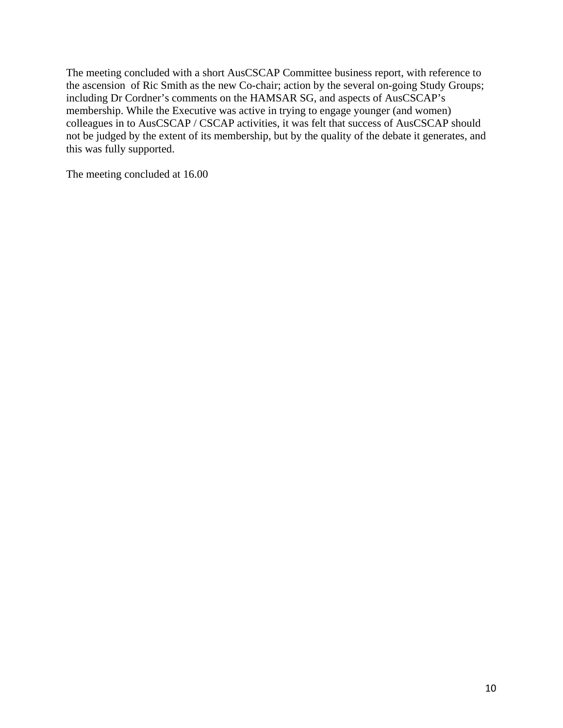The meeting concluded with a short AusCSCAP Committee business report, with reference to the ascension of Ric Smith as the new Co-chair; action by the several on-going Study Groups; including Dr Cordner's comments on the HAMSAR SG, and aspects of AusCSCAP's membership. While the Executive was active in trying to engage younger (and women) colleagues in to AusCSCAP / CSCAP activities, it was felt that success of AusCSCAP should not be judged by the extent of its membership, but by the quality of the debate it generates, and this was fully supported.

The meeting concluded at 16.00